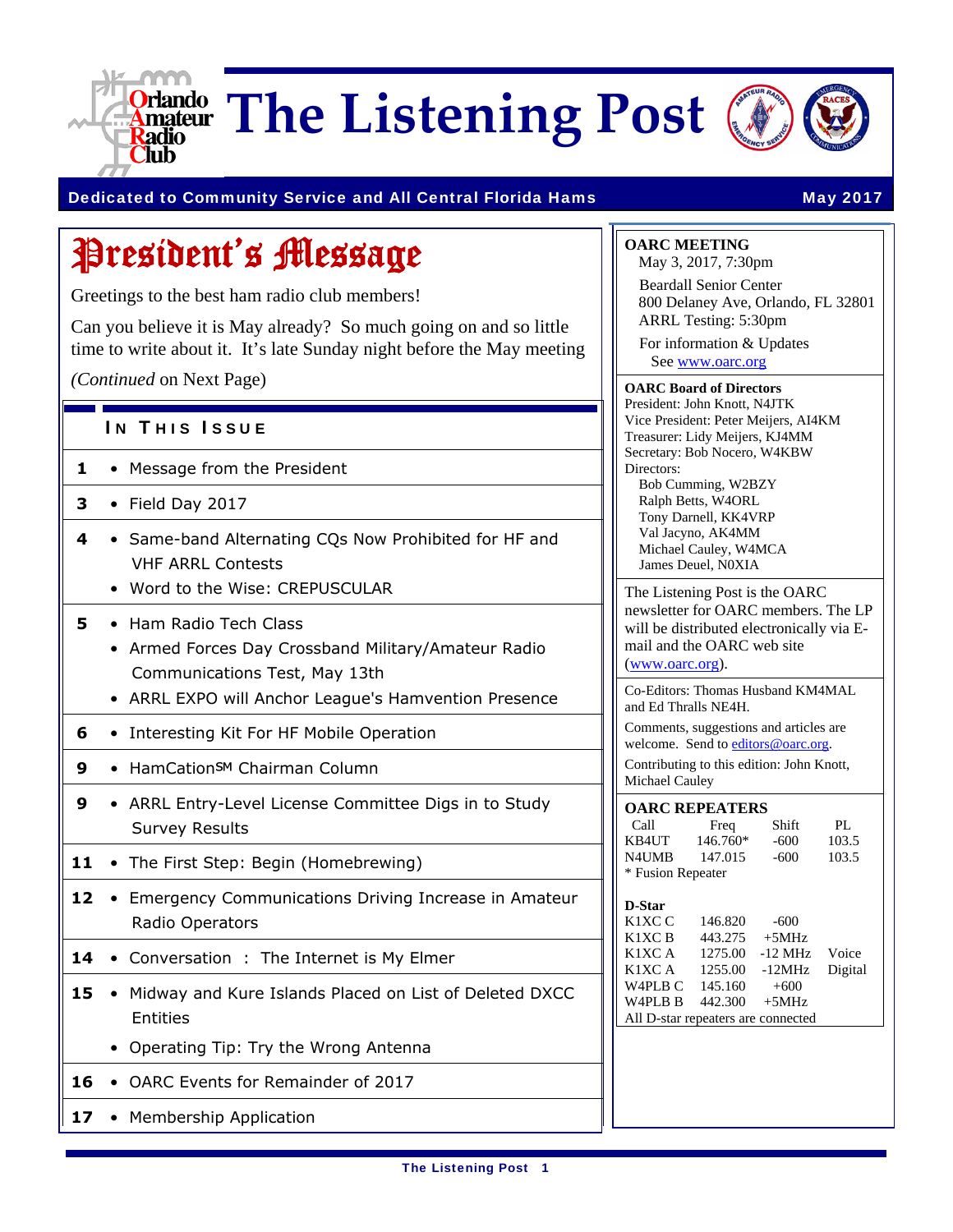# The Listening Post

**Dedicated to Community Service and All Central Florida Hams** — **May 2017**

## President's Message

Greetings to the best ham radio club members!

Can you believe it is May already? So much going on and so little time to write about it. It's late Sunday night before the May meeting

*(Continued* on Next Page)

### In This Issue

| Page | Articles |
|---|---|
| 1 | • Message from the President |
| 3 | • Field Day 2017 |
| 4 | • Same-band Alternating CQs Now Prohibited for HF and VHF ARRL Contests<br>• Word to the Wise: CREPUSCULAR |
| 5 | • Ham Radio Tech Class<br>• Armed Forces Day Crossband Military/Amateur Radio Communications Test, May 13th<br>• ARRL EXPO will Anchor League's Hamvention Presence |
| 6 | • Interesting Kit For HF Mobile Operation |
| 9 | • HamCation℠ Chairman Column |
| 9 | • ARRL Entry-Level License Committee Digs in to Study Survey Results |
| 11 | • The First Step: Begin (Homebrewing) |
| 12 | • Emergency Communications Driving Increase in Amateur Radio Operators |
| 14 | • Conversation : The Internet is My Elmer |
| 15 | • Midway and Kure Islands Placed on List of Deleted DXCC Entities<br>• Operating Tip: Try the Wrong Antenna |
| 16 | • OARC Events for Remainder of 2017 |
| 17 | • Membership Application |

**OARC MEETING**
May 3, 2017, 7:30pm

Beardall Senior Center
800 Delaney Ave, Orlando, FL 32801
ARRL Testing: 5:30pm

For information & Updates
See www.oarc.org

**OARC Board of Directors**
President: John Knott, N4JTK
Vice President: Peter Meijers, AI4KM
Treasurer: Lidy Meijers, KJ4MM
Secretary: Bob Nocero, W4KBW
Directors:
Bob Cumming, W2BZY
Ralph Betts, W4ORL
Tony Darnell, KK4VRP
Val Jacyno, AK4MM
Michael Cauley, W4MCA
James Deuel, N0XIA

The Listening Post is the OARC newsletter for OARC members. The LP will be distributed electronically via E-mail and the OARC web site (www.oarc.org).

Co-Editors: Thomas Husband KM4MAL and Ed Thralls NE4H.

Comments, suggestions and articles are welcome. Send to editors@oarc.org.

Contributing to this edition: John Knott, Michael Cauley

**OARC REPEATERS**

| Call | Freq | Shift | PL |
|---|---|---|---|
| KB4UT | 146.760* | -600 | 103.5 |
| N4UMB | 147.015 | -600 | 103.5 |

\* Fusion Repeater

**D-Star**

| Call | Freq | Shift | |
|---|---|---|---|
| K1XC C | 146.820 | -600 | |
| K1XC B | 443.275 | +5MHz | |
| K1XC A | 1275.00 | -12 MHz | Voice |
| K1XC A | 1255.00 | -12MHz | Digital |
| W4PLB C | 145.160 | +600 | |
| W4PLB B | 442.300 | +5MHz | |

All D-star repeaters are connected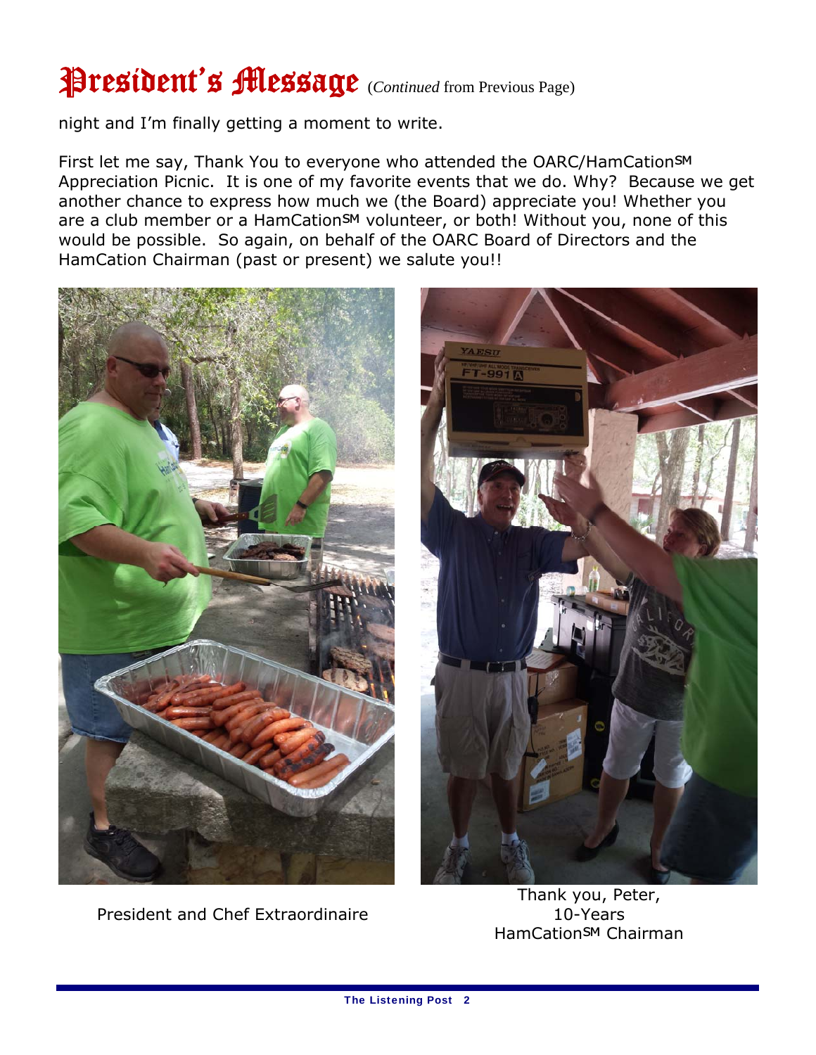# President's Message (*Continued* from Previous Page)

night and I'm finally getting a moment to write.

First let me say, Thank You to everyone who attended the OARC/HamCation℠ Appreciation Picnic. It is one of my favorite events that we do. Why? Because we get another chance to express how much we (the Board) appreciate you! Whether you are a club member or a HamCation℠ volunteer, or both! Without you, none of this would be possible. So again, on behalf of the OARC Board of Directors and the HamCation Chairman (past or present) we salute you!!

President and Chef Extraordinaire

Thank you, Peter, 10-Years HamCation℠ Chairman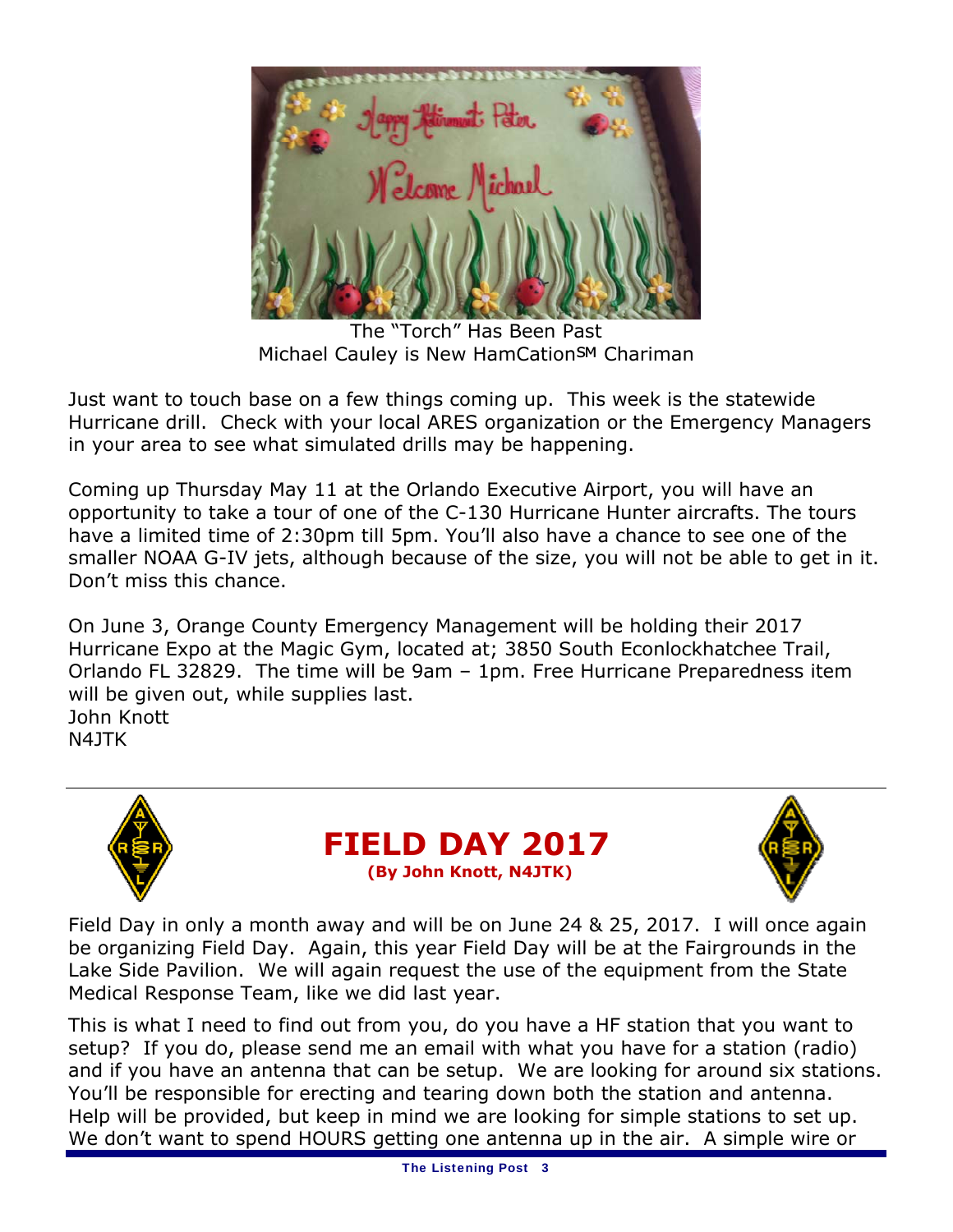The "Torch" Has Been Past
Michael Cauley is New HamCation℠ Chariman

Just want to touch base on a few things coming up. This week is the statewide Hurricane drill. Check with your local ARES organization or the Emergency Managers in your area to see what simulated drills may be happening.

Coming up Thursday May 11 at the Orlando Executive Airport, you will have an opportunity to take a tour of one of the C-130 Hurricane Hunter aircrafts. The tours have a limited time of 2:30pm till 5pm. You'll also have a chance to see one of the smaller NOAA G-IV jets, although because of the size, you will not be able to get in it. Don't miss this chance.

On June 3, Orange County Emergency Management will be holding their 2017 Hurricane Expo at the Magic Gym, located at; 3850 South Econlockhatchee Trail, Orlando FL 32829. The time will be 9am – 1pm. Free Hurricane Preparedness item will be given out, while supplies last.
John Knott
N4JTK

# FIELD DAY 2017

**(By John Knott, N4JTK)**

Field Day in only a month away and will be on June 24 & 25, 2017. I will once again be organizing Field Day. Again, this year Field Day will be at the Fairgrounds in the Lake Side Pavilion. We will again request the use of the equipment from the State Medical Response Team, like we did last year.

This is what I need to find out from you, do you have a HF station that you want to setup? If you do, please send me an email with what you have for a station (radio) and if you have an antenna that can be setup. We are looking for around six stations. You'll be responsible for erecting and tearing down both the station and antenna. Help will be provided, but keep in mind we are looking for simple stations to set up. We don't want to spend HOURS getting one antenna up in the air. A simple wire or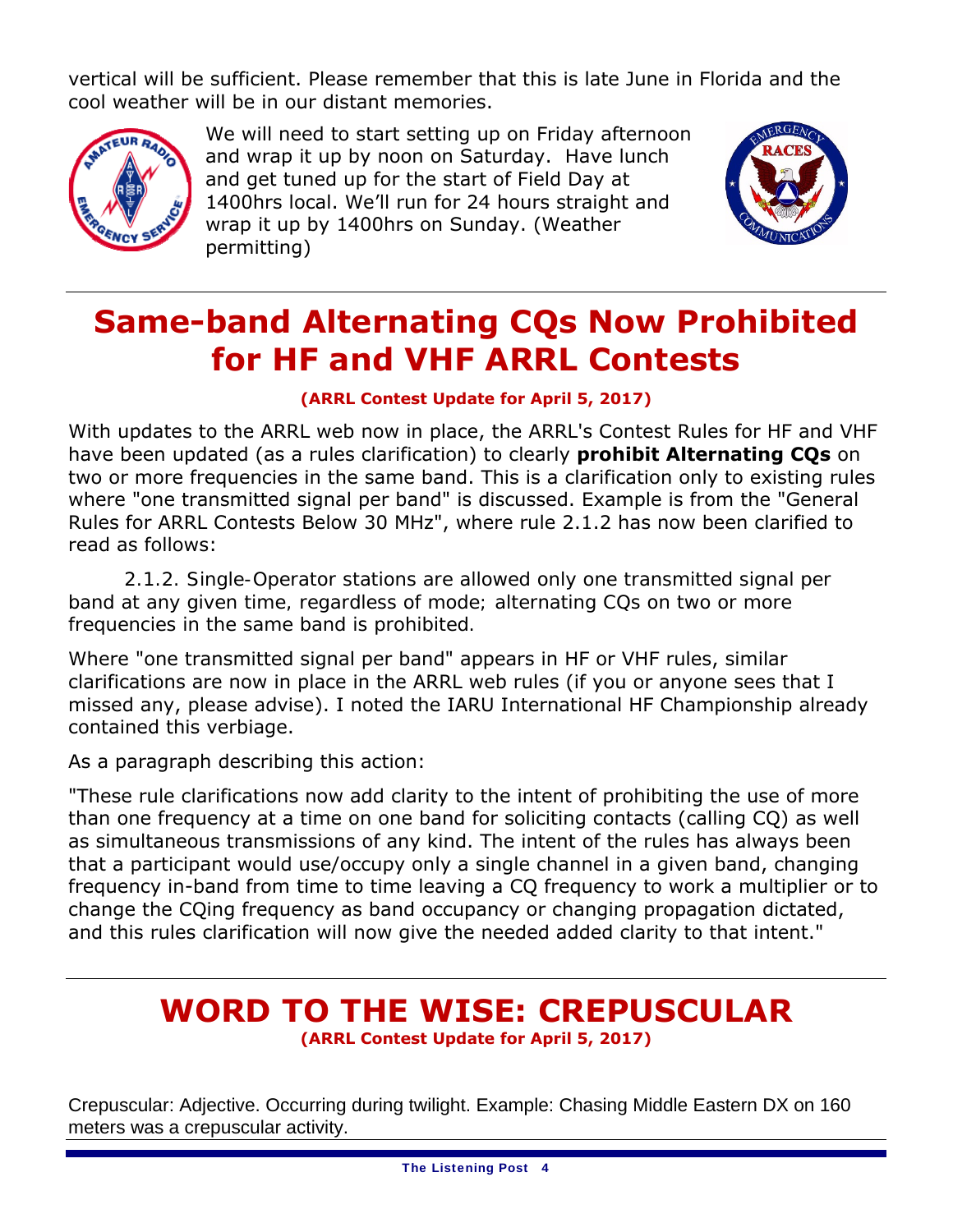vertical will be sufficient. Please remember that this is late June in Florida and the cool weather will be in our distant memories.

We will need to start setting up on Friday afternoon and wrap it up by noon on Saturday. Have lunch and get tuned up for the start of Field Day at 1400hrs local. We'll run for 24 hours straight and wrap it up by 1400hrs on Sunday. (Weather permitting)

# Same-band Alternating CQs Now Prohibited for HF and VHF ARRL Contests

**(ARRL Contest Update for April 5, 2017)**

With updates to the ARRL web now in place, the ARRL's Contest Rules for HF and VHF have been updated (as a rules clarification) to clearly **prohibit Alternating CQs** on two or more frequencies in the same band. This is a clarification only to existing rules where "one transmitted signal per band" is discussed. Example is from the "General Rules for ARRL Contests Below 30 MHz", where rule 2.1.2 has now been clarified to read as follows:

2.1.2. Single-Operator stations are allowed only one transmitted signal per band at any given time, regardless of mode; alternating CQs on two or more frequencies in the same band is prohibited.

Where "one transmitted signal per band" appears in HF or VHF rules, similar clarifications are now in place in the ARRL web rules (if you or anyone sees that I missed any, please advise). I noted the IARU International HF Championship already contained this verbiage.

As a paragraph describing this action:

"These rule clarifications now add clarity to the intent of prohibiting the use of more than one frequency at a time on one band for soliciting contacts (calling CQ) as well as simultaneous transmissions of any kind. The intent of the rules has always been that a participant would use/occupy only a single channel in a given band, changing frequency in-band from time to time leaving a CQ frequency to work a multiplier or to change the CQing frequency as band occupancy or changing propagation dictated, and this rules clarification will now give the needed added clarity to that intent."

# WORD TO THE WISE: CREPUSCULAR

**(ARRL Contest Update for April 5, 2017)**

Crepuscular: Adjective. Occurring during twilight. Example: Chasing Middle Eastern DX on 160 meters was a crepuscular activity.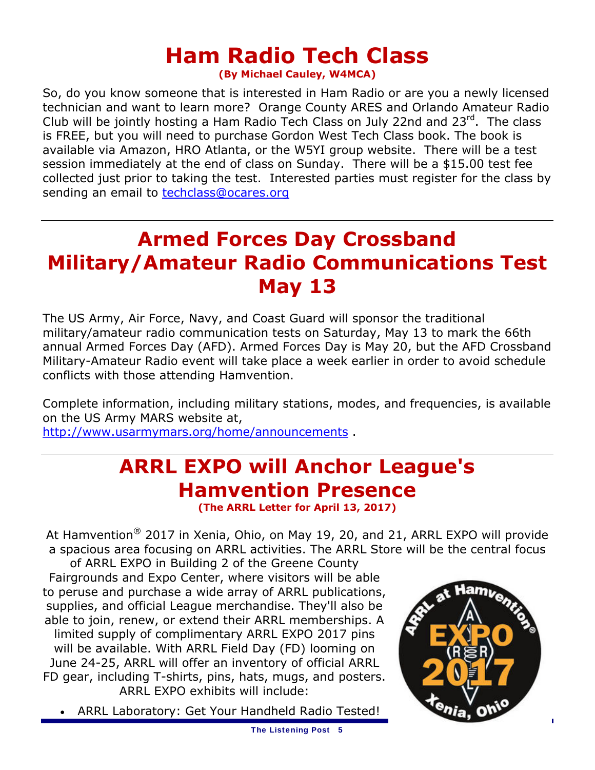# Ham Radio Tech Class

**(By Michael Cauley, W4MCA)**

So, do you know someone that is interested in Ham Radio or are you a newly licensed technician and want to learn more? Orange County ARES and Orlando Amateur Radio Club will be jointly hosting a Ham Radio Tech Class on July 22nd and 23rd. The class is FREE, but you will need to purchase Gordon West Tech Class book. The book is available via Amazon, HRO Atlanta, or the W5YI group website. There will be a test session immediately at the end of class on Sunday. There will be a $15.00 test fee collected just prior to taking the test. Interested parties must register for the class by sending an email to techclass@ocares.org

---

# Armed Forces Day Crossband Military/Amateur Radio Communications Test May 13

The US Army, Air Force, Navy, and Coast Guard will sponsor the traditional military/amateur radio communication tests on Saturday, May 13 to mark the 66th annual Armed Forces Day (AFD). Armed Forces Day is May 20, but the AFD Crossband Military-Amateur Radio event will take place a week earlier in order to avoid schedule conflicts with those attending Hamvention.

Complete information, including military stations, modes, and frequencies, is available on the US Army MARS website at, http://www.usarmymars.org/home/announcements .

---

# ARRL EXPO will Anchor League's Hamvention Presence

**(The ARRL Letter for April 13, 2017)**

At Hamvention® 2017 in Xenia, Ohio, on May 19, 20, and 21, ARRL EXPO will provide a spacious area focusing on ARRL activities. The ARRL Store will be the central focus of ARRL EXPO in Building 2 of the Greene County Fairgrounds and Expo Center, where visitors will be able to peruse and purchase a wide array of ARRL publications, supplies, and official League merchandise. They'll also be able to join, renew, or extend their ARRL memberships. A limited supply of complimentary ARRL EXPO 2017 pins will be available. With ARRL Field Day (FD) looming on June 24-25, ARRL will offer an inventory of official ARRL FD gear, including T-shirts, pins, hats, mugs, and posters. ARRL EXPO exhibits will include:

- ARRL Laboratory: Get Your Handheld Radio Tested!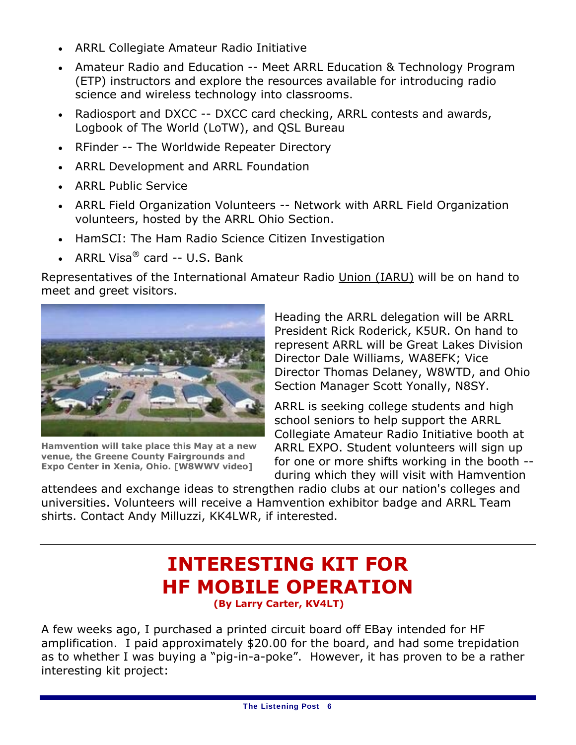- ARRL Collegiate Amateur Radio Initiative
- Amateur Radio and Education -- Meet ARRL Education & Technology Program (ETP) instructors and explore the resources available for introducing radio science and wireless technology into classrooms.
- Radiosport and DXCC -- DXCC card checking, ARRL contests and awards, Logbook of The World (LoTW), and QSL Bureau
- RFinder -- The Worldwide Repeater Directory
- ARRL Development and ARRL Foundation
- ARRL Public Service
- ARRL Field Organization Volunteers -- Network with ARRL Field Organization volunteers, hosted by the ARRL Ohio Section.
- HamSCI: The Ham Radio Science Citizen Investigation
- ARRL Visa® card -- U.S. Bank

Representatives of the International Amateur Radio Union (IARU) will be on hand to meet and greet visitors.

**Hamvention will take place this May at a new venue, the Greene County Fairgrounds and Expo Center in Xenia, Ohio. [W8WWV video]**

Heading the ARRL delegation will be ARRL President Rick Roderick, K5UR. On hand to represent ARRL will be Great Lakes Division Director Dale Williams, WA8EFK; Vice Director Thomas Delaney, W8WTD, and Ohio Section Manager Scott Yonally, N8SY.

ARRL is seeking college students and high school seniors to help support the ARRL Collegiate Amateur Radio Initiative booth at ARRL EXPO. Student volunteers will sign up for one or more shifts working in the booth -- during which they will visit with Hamvention attendees and exchange ideas to strengthen radio clubs at our nation's colleges and universities. Volunteers will receive a Hamvention exhibitor badge and ARRL Team shirts. Contact Andy Milluzzi, KK4LWR, if interested.

---

# INTERESTING KIT FOR HF MOBILE OPERATION

**(By Larry Carter, KV4LT)**

A few weeks ago, I purchased a printed circuit board off EBay intended for HF amplification. I paid approximately $20.00 for the board, and had some trepidation as to whether I was buying a "pig-in-a-poke". However, it has proven to be a rather interesting kit project: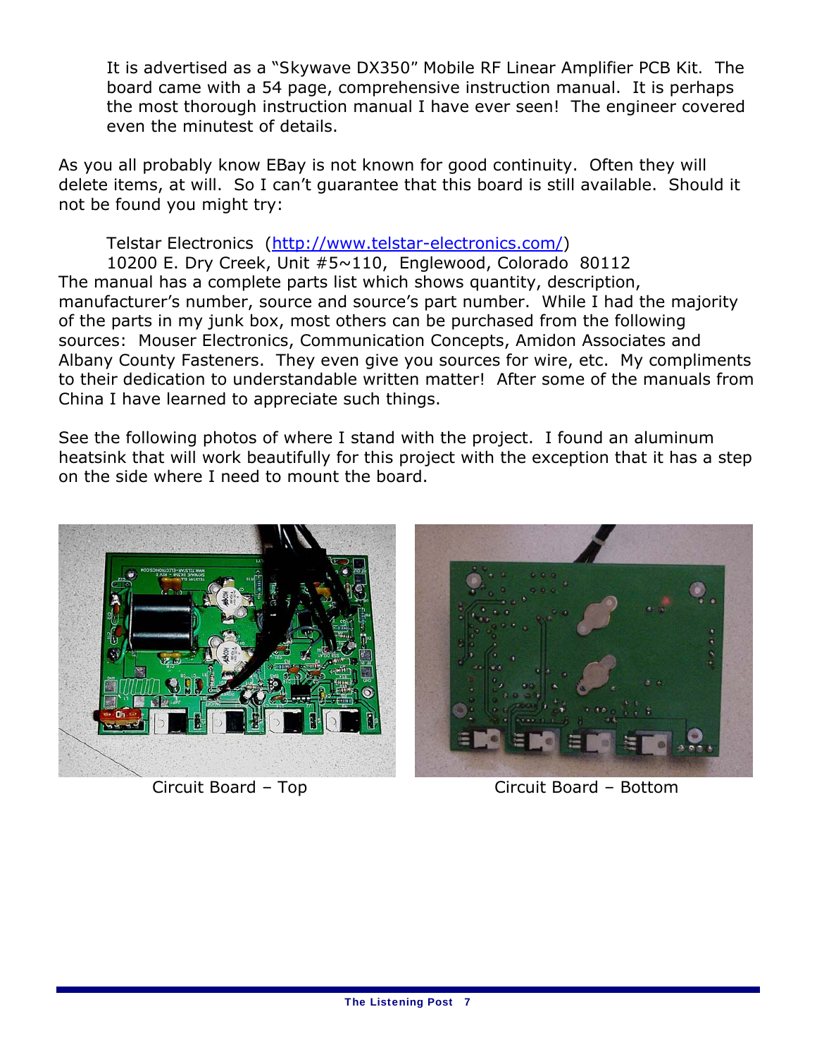It is advertised as a "Skywave DX350" Mobile RF Linear Amplifier PCB Kit. The board came with a 54 page, comprehensive instruction manual. It is perhaps the most thorough instruction manual I have ever seen! The engineer covered even the minutest of details.

As you all probably know EBay is not known for good continuity. Often they will delete items, at will. So I can't guarantee that this board is still available. Should it not be found you might try:

Telstar Electronics (http://www.telstar-electronics.com/)
10200 E. Dry Creek, Unit #5~110, Englewood, Colorado 80112

The manual has a complete parts list which shows quantity, description, manufacturer's number, source and source's part number. While I had the majority of the parts in my junk box, most others can be purchased from the following sources: Mouser Electronics, Communication Concepts, Amidon Associates and Albany County Fasteners. They even give you sources for wire, etc. My compliments to their dedication to understandable written matter! After some of the manuals from China I have learned to appreciate such things.

See the following photos of where I stand with the project. I found an aluminum heatsink that will work beautifully for this project with the exception that it has a step on the side where I need to mount the board.

Circuit Board – Top

Circuit Board – Bottom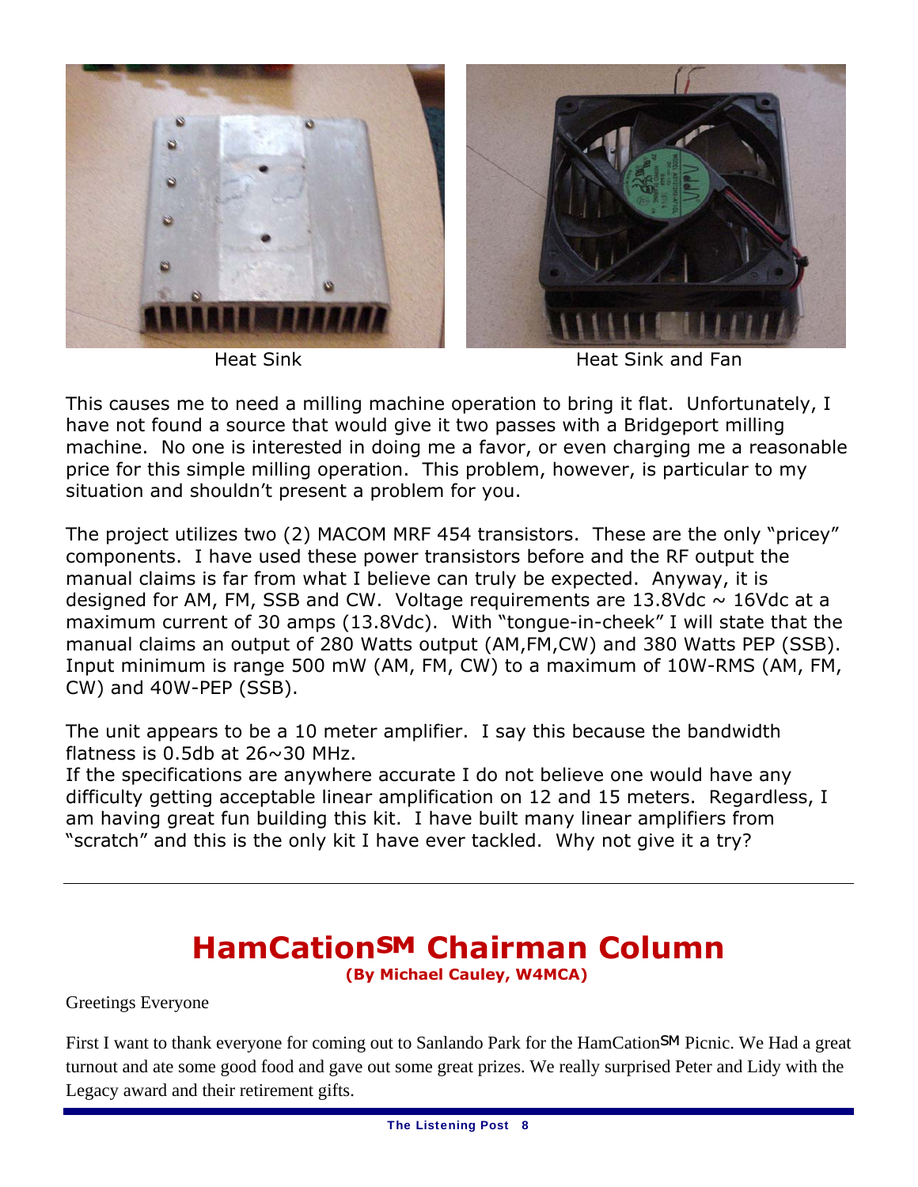Heat Sink

Heat Sink and Fan

This causes me to need a milling machine operation to bring it flat. Unfortunately, I have not found a source that would give it two passes with a Bridgeport milling machine. No one is interested in doing me a favor, or even charging me a reasonable price for this simple milling operation. This problem, however, is particular to my situation and shouldn't present a problem for you.

The project utilizes two (2) MACOM MRF 454 transistors. These are the only "pricey" components. I have used these power transistors before and the RF output the manual claims is far from what I believe can truly be expected. Anyway, it is designed for AM, FM, SSB and CW. Voltage requirements are 13.8Vdc ~ 16Vdc at a maximum current of 30 amps (13.8Vdc). With "tongue-in-cheek" I will state that the manual claims an output of 280 Watts output (AM,FM,CW) and 380 Watts PEP (SSB). Input minimum is range 500 mW (AM, FM, CW) to a maximum of 10W-RMS (AM, FM, CW) and 40W-PEP (SSB).

The unit appears to be a 10 meter amplifier. I say this because the bandwidth flatness is 0.5db at 26~30 MHz.
If the specifications are anywhere accurate I do not believe one would have any difficulty getting acceptable linear amplification on 12 and 15 meters. Regardless, I am having great fun building this kit. I have built many linear amplifiers from "scratch" and this is the only kit I have ever tackled. Why not give it a try?

---

# HamCation℠ Chairman Column

**(By Michael Cauley, W4MCA)**

Greetings Everyone

First I want to thank everyone for coming out to Sanlando Park for the HamCation℠ Picnic. We Had a great turnout and ate some good food and gave out some great prizes. We really surprised Peter and Lidy with the Legacy award and their retirement gifts.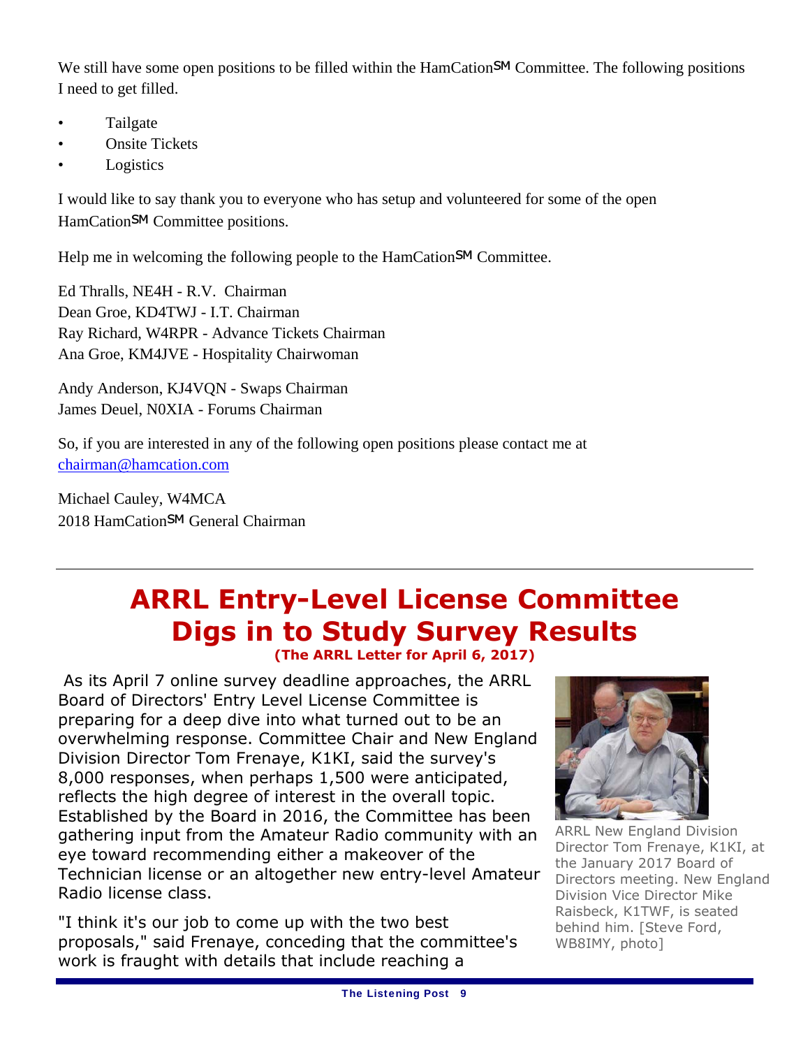We still have some open positions to be filled within the HamCation℠ Committee. The following positions I need to get filled.

- Tailgate
- Onsite Tickets
- Logistics

I would like to say thank you to everyone who has setup and volunteered for some of the open HamCation℠ Committee positions.

Help me in welcoming the following people to the HamCation℠ Committee.

Ed Thralls, NE4H - R.V. Chairman
Dean Groe, KD4TWJ - I.T. Chairman
Ray Richard, W4RPR - Advance Tickets Chairman
Ana Groe, KM4JVE - Hospitality Chairwoman

Andy Anderson, KJ4VQN - Swaps Chairman
James Deuel, N0XIA - Forums Chairman

So, if you are interested in any of the following open positions please contact me at chairman@hamcation.com

Michael Cauley, W4MCA
2018 HamCation℠ General Chairman

---

# ARRL Entry-Level License Committee Digs in to Study Survey Results

**(The ARRL Letter for April 6, 2017)**

As its April 7 online survey deadline approaches, the ARRL Board of Directors' Entry Level License Committee is preparing for a deep dive into what turned out to be an overwhelming response. Committee Chair and New England Division Director Tom Frenaye, K1KI, said the survey's 8,000 responses, when perhaps 1,500 were anticipated, reflects the high degree of interest in the overall topic. Established by the Board in 2016, the Committee has been gathering input from the Amateur Radio community with an eye toward recommending either a makeover of the Technician license or an altogether new entry-level Amateur Radio license class.

ARRL New England Division Director Tom Frenaye, K1KI, at the January 2017 Board of Directors meeting. New England Division Vice Director Mike Raisbeck, K1TWF, is seated behind him. [Steve Ford, WB8IMY, photo]

"I think it's our job to come up with the two best proposals," said Frenaye, conceding that the committee's work is fraught with details that include reaching a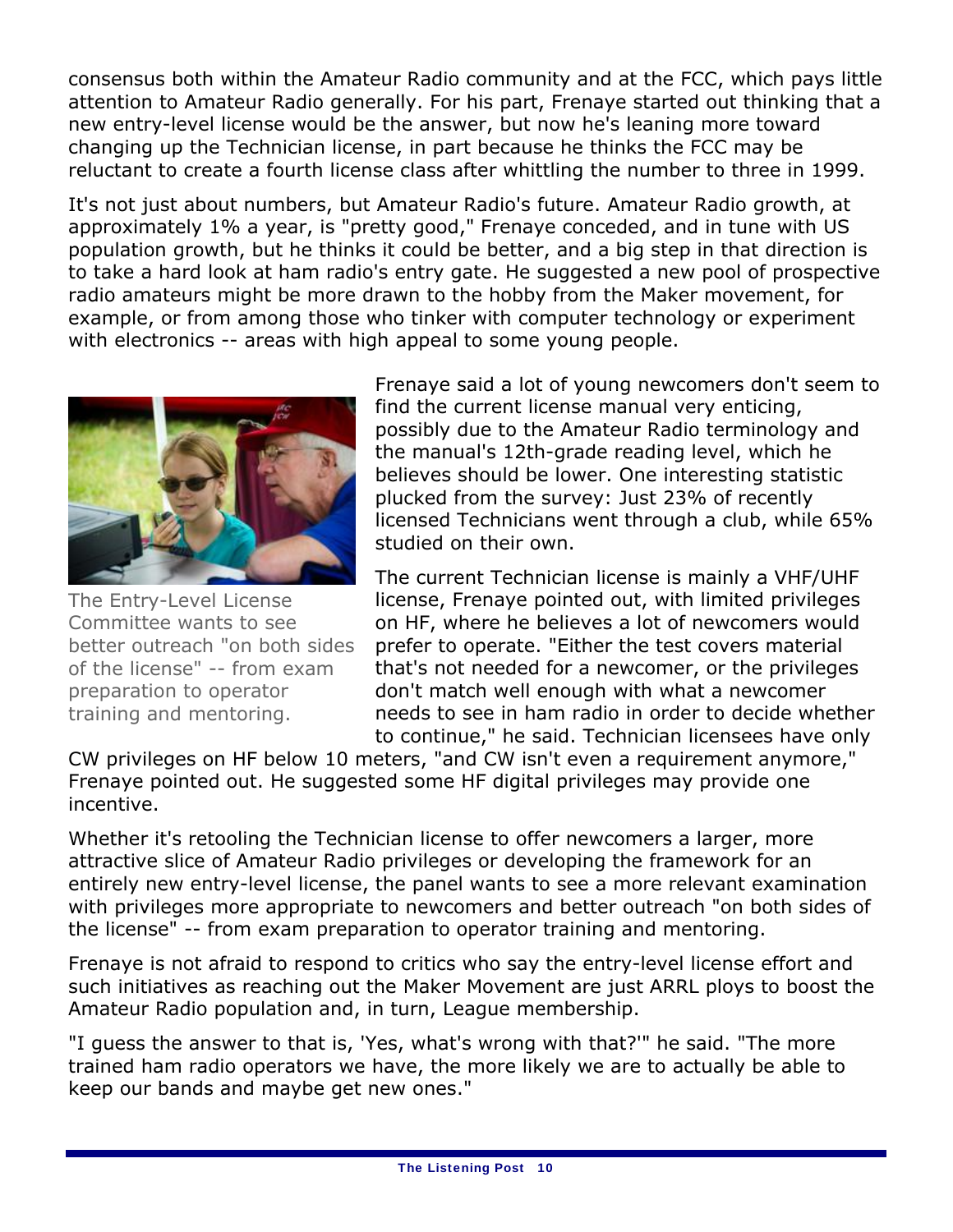consensus both within the Amateur Radio community and at the FCC, which pays little attention to Amateur Radio generally. For his part, Frenaye started out thinking that a new entry-level license would be the answer, but now he's leaning more toward changing up the Technician license, in part because he thinks the FCC may be reluctant to create a fourth license class after whittling the number to three in 1999.

It's not just about numbers, but Amateur Radio's future. Amateur Radio growth, at approximately 1% a year, is "pretty good," Frenaye conceded, and in tune with US population growth, but he thinks it could be better, and a big step in that direction is to take a hard look at ham radio's entry gate. He suggested a new pool of prospective radio amateurs might be more drawn to the hobby from the Maker movement, for example, or from among those who tinker with computer technology or experiment with electronics -- areas with high appeal to some young people.

The Entry-Level License Committee wants to see better outreach "on both sides of the license" -- from exam preparation to operator training and mentoring.

Frenaye said a lot of young newcomers don't seem to find the current license manual very enticing, possibly due to the Amateur Radio terminology and the manual's 12th-grade reading level, which he believes should be lower. One interesting statistic plucked from the survey: Just 23% of recently licensed Technicians went through a club, while 65% studied on their own.

The current Technician license is mainly a VHF/UHF license, Frenaye pointed out, with limited privileges on HF, where he believes a lot of newcomers would prefer to operate. "Either the test covers material that's not needed for a newcomer, or the privileges don't match well enough with what a newcomer needs to see in ham radio in order to decide whether to continue," he said. Technician licensees have only CW privileges on HF below 10 meters, "and CW isn't even a requirement anymore," Frenaye pointed out. He suggested some HF digital privileges may provide one incentive.

Whether it's retooling the Technician license to offer newcomers a larger, more attractive slice of Amateur Radio privileges or developing the framework for an entirely new entry-level license, the panel wants to see a more relevant examination with privileges more appropriate to newcomers and better outreach "on both sides of the license" -- from exam preparation to operator training and mentoring.

Frenaye is not afraid to respond to critics who say the entry-level license effort and such initiatives as reaching out the Maker Movement are just ARRL ploys to boost the Amateur Radio population and, in turn, League membership.

"I guess the answer to that is, 'Yes, what's wrong with that?'" he said. "The more trained ham radio operators we have, the more likely we are to actually be able to keep our bands and maybe get new ones."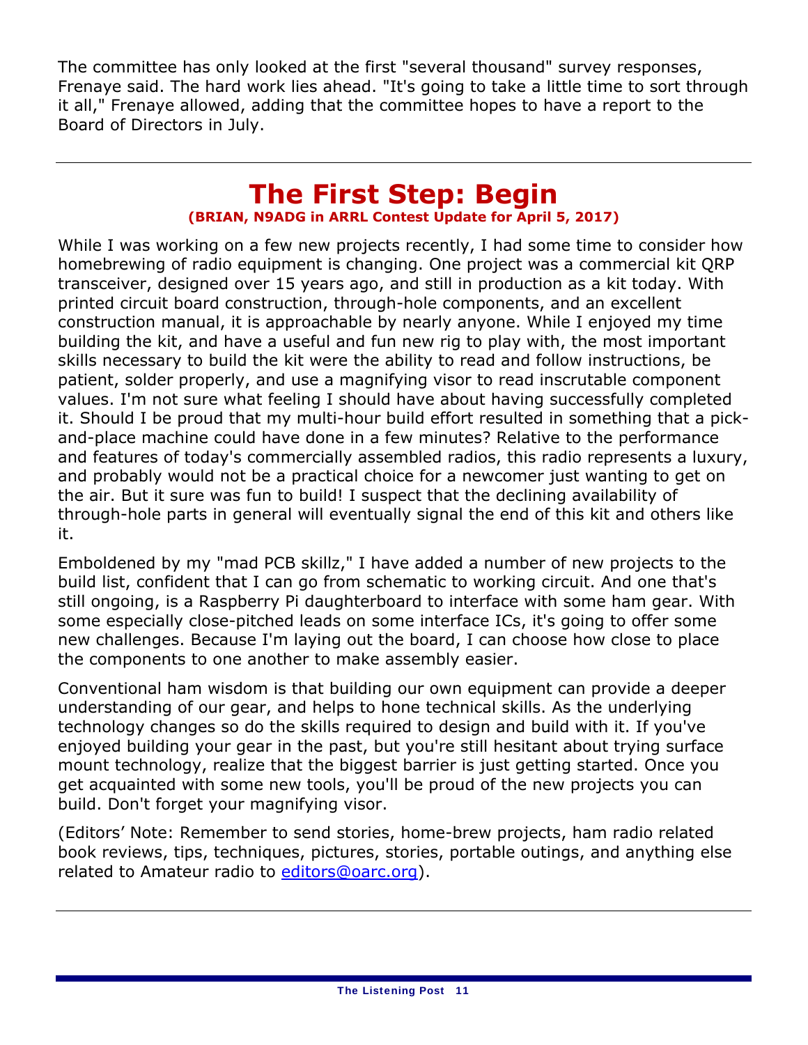The committee has only looked at the first "several thousand" survey responses, Frenaye said. The hard work lies ahead. "It's going to take a little time to sort through it all," Frenaye allowed, adding that the committee hopes to have a report to the Board of Directors in July.

---

# The First Step: Begin

**(BRIAN, N9ADG in ARRL Contest Update for April 5, 2017)**

While I was working on a few new projects recently, I had some time to consider how homebrewing of radio equipment is changing. One project was a commercial kit QRP transceiver, designed over 15 years ago, and still in production as a kit today. With printed circuit board construction, through-hole components, and an excellent construction manual, it is approachable by nearly anyone. While I enjoyed my time building the kit, and have a useful and fun new rig to play with, the most important skills necessary to build the kit were the ability to read and follow instructions, be patient, solder properly, and use a magnifying visor to read inscrutable component values. I'm not sure what feeling I should have about having successfully completed it. Should I be proud that my multi-hour build effort resulted in something that a pick-and-place machine could have done in a few minutes? Relative to the performance and features of today's commercially assembled radios, this radio represents a luxury, and probably would not be a practical choice for a newcomer just wanting to get on the air. But it sure was fun to build! I suspect that the declining availability of through-hole parts in general will eventually signal the end of this kit and others like it.

Emboldened by my "mad PCB skillz," I have added a number of new projects to the build list, confident that I can go from schematic to working circuit. And one that's still ongoing, is a Raspberry Pi daughterboard to interface with some ham gear. With some especially close-pitched leads on some interface ICs, it's going to offer some new challenges. Because I'm laying out the board, I can choose how close to place the components to one another to make assembly easier.

Conventional ham wisdom is that building our own equipment can provide a deeper understanding of our gear, and helps to hone technical skills. As the underlying technology changes so do the skills required to design and build with it. If you've enjoyed building your gear in the past, but you're still hesitant about trying surface mount technology, realize that the biggest barrier is just getting started. Once you get acquainted with some new tools, you'll be proud of the new projects you can build. Don't forget your magnifying visor.

(Editors' Note: Remember to send stories, home-brew projects, ham radio related book reviews, tips, techniques, pictures, stories, portable outings, and anything else related to Amateur radio to editors@oarc.org).

---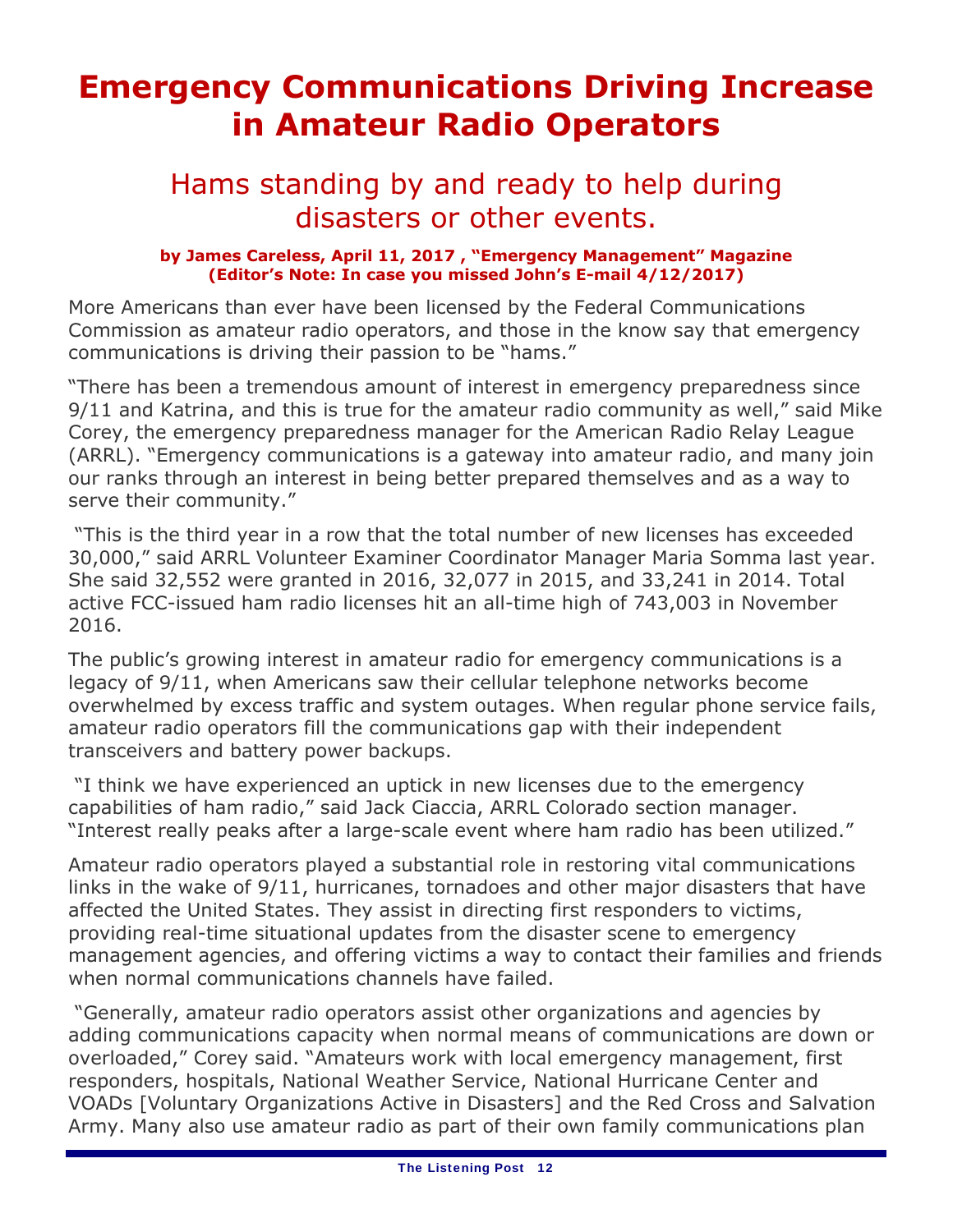# Emergency Communications Driving Increase in Amateur Radio Operators

## Hams standing by and ready to help during disasters or other events.

**by James Careless, April 11, 2017 , "Emergency Management" Magazine**
**(Editor's Note: In case you missed John's E-mail 4/12/2017)**

More Americans than ever have been licensed by the Federal Communications Commission as amateur radio operators, and those in the know say that emergency communications is driving their passion to be "hams."

"There has been a tremendous amount of interest in emergency preparedness since 9/11 and Katrina, and this is true for the amateur radio community as well," said Mike Corey, the emergency preparedness manager for the American Radio Relay League (ARRL). "Emergency communications is a gateway into amateur radio, and many join our ranks through an interest in being better prepared themselves and as a way to serve their community."

"This is the third year in a row that the total number of new licenses has exceeded 30,000," said ARRL Volunteer Examiner Coordinator Manager Maria Somma last year. She said 32,552 were granted in 2016, 32,077 in 2015, and 33,241 in 2014. Total active FCC-issued ham radio licenses hit an all-time high of 743,003 in November 2016.

The public's growing interest in amateur radio for emergency communications is a legacy of 9/11, when Americans saw their cellular telephone networks become overwhelmed by excess traffic and system outages. When regular phone service fails, amateur radio operators fill the communications gap with their independent transceivers and battery power backups.

"I think we have experienced an uptick in new licenses due to the emergency capabilities of ham radio," said Jack Ciaccia, ARRL Colorado section manager. "Interest really peaks after a large-scale event where ham radio has been utilized."

Amateur radio operators played a substantial role in restoring vital communications links in the wake of 9/11, hurricanes, tornadoes and other major disasters that have affected the United States. They assist in directing first responders to victims, providing real-time situational updates from the disaster scene to emergency management agencies, and offering victims a way to contact their families and friends when normal communications channels have failed.

"Generally, amateur radio operators assist other organizations and agencies by adding communications capacity when normal means of communications are down or overloaded," Corey said. "Amateurs work with local emergency management, first responders, hospitals, National Weather Service, National Hurricane Center and VOADs [Voluntary Organizations Active in Disasters] and the Red Cross and Salvation Army. Many also use amateur radio as part of their own family communications plan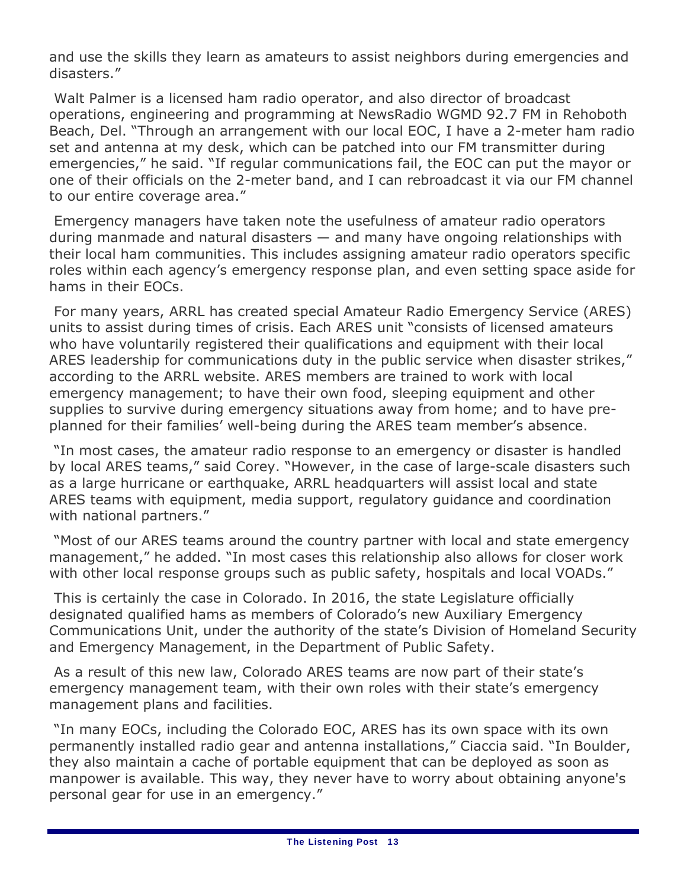and use the skills they learn as amateurs to assist neighbors during emergencies and disasters."

Walt Palmer is a licensed ham radio operator, and also director of broadcast operations, engineering and programming at NewsRadio WGMD 92.7 FM in Rehoboth Beach, Del. "Through an arrangement with our local EOC, I have a 2-meter ham radio set and antenna at my desk, which can be patched into our FM transmitter during emergencies," he said. "If regular communications fail, the EOC can put the mayor or one of their officials on the 2-meter band, and I can rebroadcast it via our FM channel to our entire coverage area."

Emergency managers have taken note the usefulness of amateur radio operators during manmade and natural disasters — and many have ongoing relationships with their local ham communities. This includes assigning amateur radio operators specific roles within each agency's emergency response plan, and even setting space aside for hams in their EOCs.

For many years, ARRL has created special Amateur Radio Emergency Service (ARES) units to assist during times of crisis. Each ARES unit "consists of licensed amateurs who have voluntarily registered their qualifications and equipment with their local ARES leadership for communications duty in the public service when disaster strikes," according to the ARRL website. ARES members are trained to work with local emergency management; to have their own food, sleeping equipment and other supplies to survive during emergency situations away from home; and to have pre-planned for their families' well-being during the ARES team member's absence.

"In most cases, the amateur radio response to an emergency or disaster is handled by local ARES teams," said Corey. "However, in the case of large-scale disasters such as a large hurricane or earthquake, ARRL headquarters will assist local and state ARES teams with equipment, media support, regulatory guidance and coordination with national partners."

"Most of our ARES teams around the country partner with local and state emergency management," he added. "In most cases this relationship also allows for closer work with other local response groups such as public safety, hospitals and local VOADs."

This is certainly the case in Colorado. In 2016, the state Legislature officially designated qualified hams as members of Colorado's new Auxiliary Emergency Communications Unit, under the authority of the state's Division of Homeland Security and Emergency Management, in the Department of Public Safety.

As a result of this new law, Colorado ARES teams are now part of their state's emergency management team, with their own roles with their state's emergency management plans and facilities.

"In many EOCs, including the Colorado EOC, ARES has its own space with its own permanently installed radio gear and antenna installations," Ciaccia said. "In Boulder, they also maintain a cache of portable equipment that can be deployed as soon as manpower is available. This way, they never have to worry about obtaining anyone's personal gear for use in an emergency."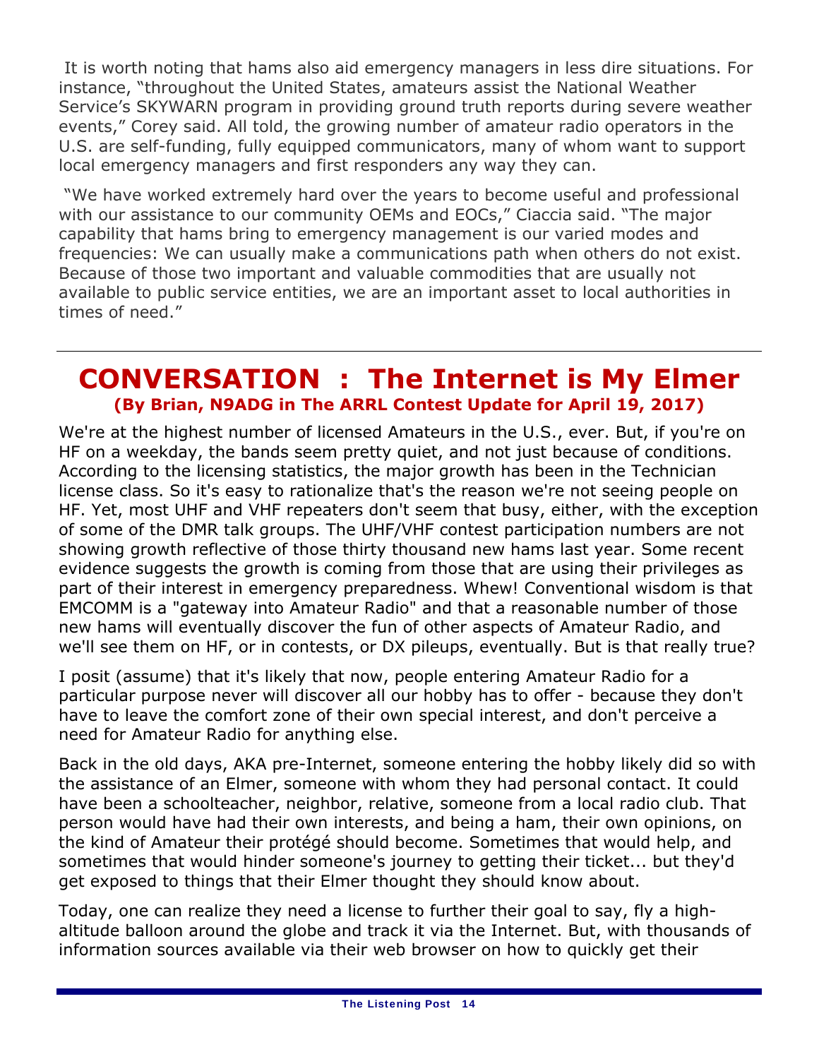It is worth noting that hams also aid emergency managers in less dire situations. For instance, "throughout the United States, amateurs assist the National Weather Service's SKYWARN program in providing ground truth reports during severe weather events," Corey said. All told, the growing number of amateur radio operators in the U.S. are self-funding, fully equipped communicators, many of whom want to support local emergency managers and first responders any way they can.

"We have worked extremely hard over the years to become useful and professional with our assistance to our community OEMs and EOCs," Ciaccia said. "The major capability that hams bring to emergency management is our varied modes and frequencies: We can usually make a communications path when others do not exist. Because of those two important and valuable commodities that are usually not available to public service entities, we are an important asset to local authorities in times of need."

---

# CONVERSATION : The Internet is My Elmer

**(By Brian, N9ADG in The ARRL Contest Update for April 19, 2017)**

We're at the highest number of licensed Amateurs in the U.S., ever. But, if you're on HF on a weekday, the bands seem pretty quiet, and not just because of conditions. According to the licensing statistics, the major growth has been in the Technician license class. So it's easy to rationalize that's the reason we're not seeing people on HF. Yet, most UHF and VHF repeaters don't seem that busy, either, with the exception of some of the DMR talk groups. The UHF/VHF contest participation numbers are not showing growth reflective of those thirty thousand new hams last year. Some recent evidence suggests the growth is coming from those that are using their privileges as part of their interest in emergency preparedness. Whew! Conventional wisdom is that EMCOMM is a "gateway into Amateur Radio" and that a reasonable number of those new hams will eventually discover the fun of other aspects of Amateur Radio, and we'll see them on HF, or in contests, or DX pileups, eventually. But is that really true?

I posit (assume) that it's likely that now, people entering Amateur Radio for a particular purpose never will discover all our hobby has to offer - because they don't have to leave the comfort zone of their own special interest, and don't perceive a need for Amateur Radio for anything else.

Back in the old days, AKA pre-Internet, someone entering the hobby likely did so with the assistance of an Elmer, someone with whom they had personal contact. It could have been a schoolteacher, neighbor, relative, someone from a local radio club. That person would have had their own interests, and being a ham, their own opinions, on the kind of Amateur their protégé should become. Sometimes that would help, and sometimes that would hinder someone's journey to getting their ticket... but they'd get exposed to things that their Elmer thought they should know about.

Today, one can realize they need a license to further their goal to say, fly a high-altitude balloon around the globe and track it via the Internet. But, with thousands of information sources available via their web browser on how to quickly get their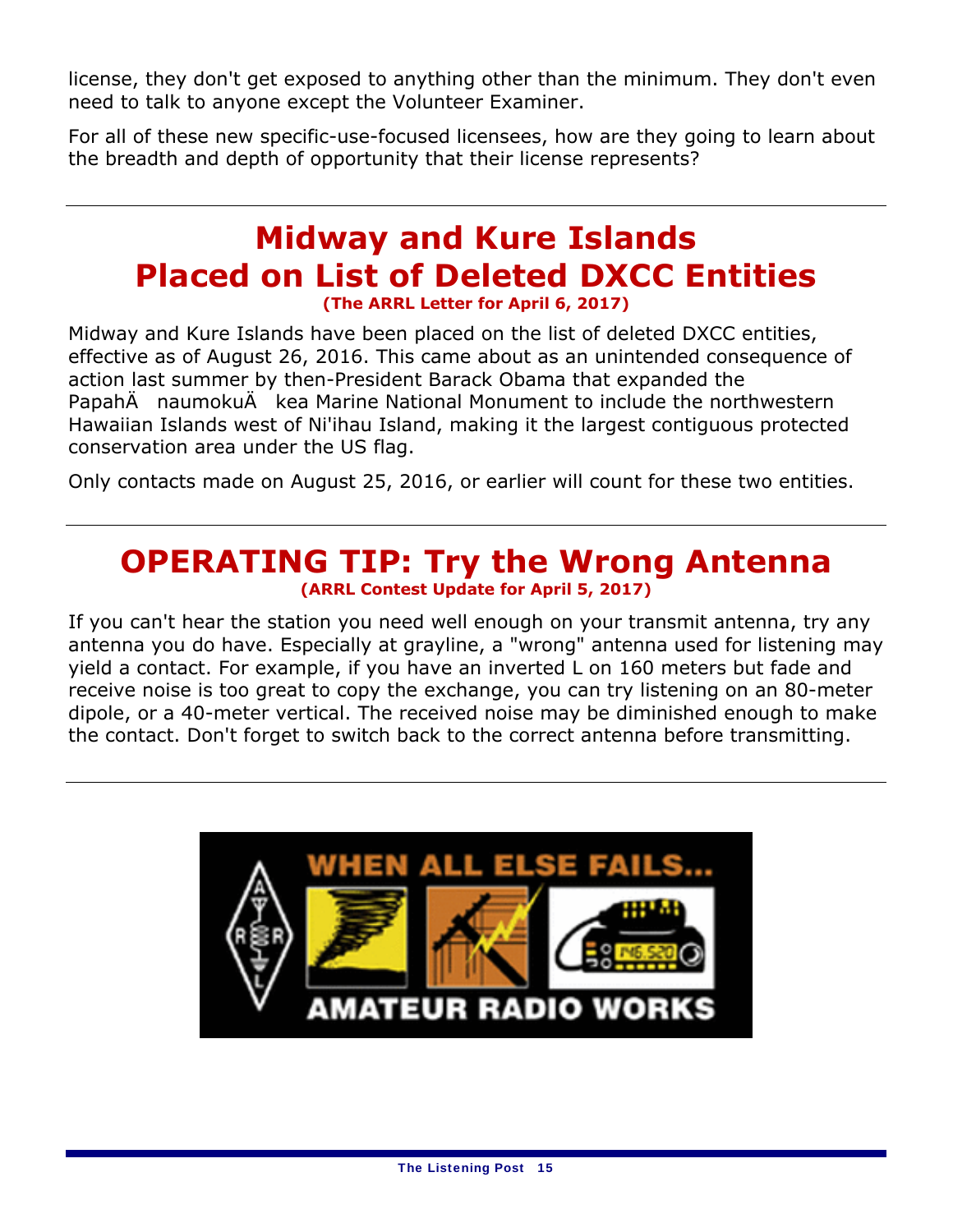license, they don't get exposed to anything other than the minimum. They don't even need to talk to anyone except the Volunteer Examiner.

For all of these new specific-use-focused licensees, how are they going to learn about the breadth and depth of opportunity that their license represents?

# Midway and Kure Islands Placed on List of Deleted DXCC Entities

**(The ARRL Letter for April 6, 2017)**

Midway and Kure Islands have been placed on the list of deleted DXCC entities, effective as of August 26, 2016. This came about as an unintended consequence of action last summer by then-President Barack Obama that expanded the PapahÄ naumokuÄ kea Marine National Monument to include the northwestern Hawaiian Islands west of Ni'ihau Island, making it the largest contiguous protected conservation area under the US flag.

Only contacts made on August 25, 2016, or earlier will count for these two entities.

# OPERATING TIP: Try the Wrong Antenna

**(ARRL Contest Update for April 5, 2017)**

If you can't hear the station you need well enough on your transmit antenna, try any antenna you do have. Especially at grayline, a "wrong" antenna used for listening may yield a contact. For example, if you have an inverted L on 160 meters but fade and receive noise is too great to copy the exchange, you can try listening on an 80-meter dipole, or a 40-meter vertical. The received noise may be diminished enough to make the contact. Don't forget to switch back to the correct antenna before transmitting.

WHEN ALL ELSE FAILS... AMATEUR RADIO WORKS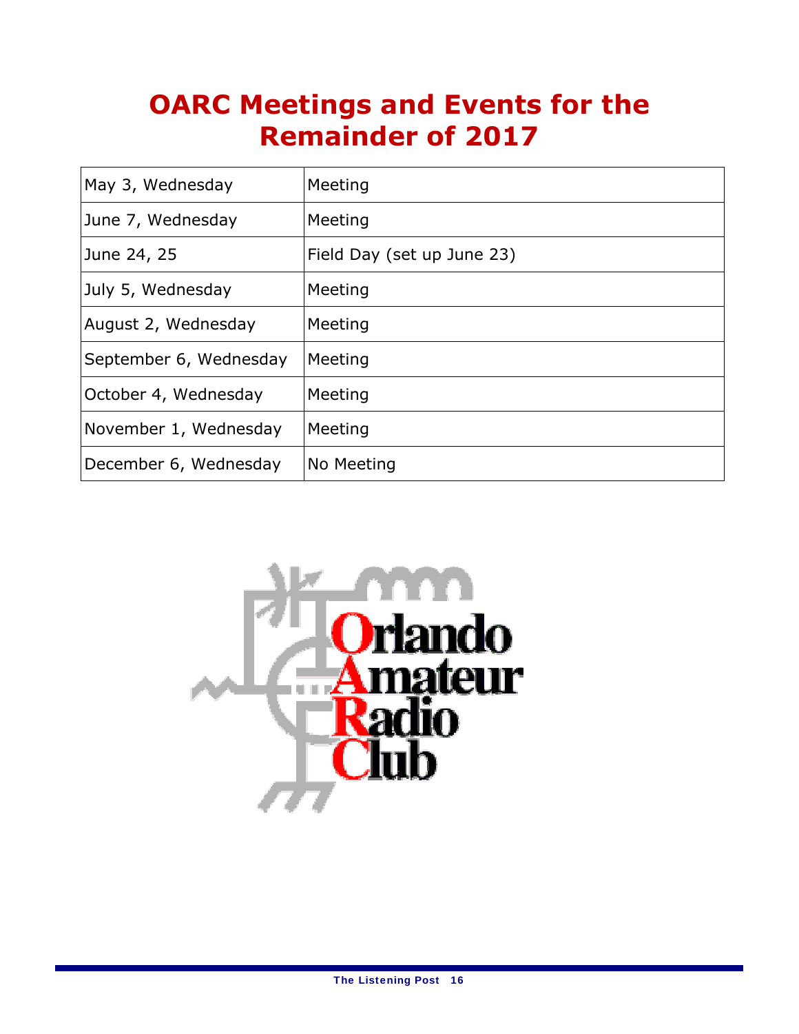# OARC Meetings and Events for the Remainder of 2017

| | |
|---|---|
| May 3, Wednesday | Meeting |
| June 7, Wednesday | Meeting |
| June 24, 25 | Field Day (set up June 23) |
| July 5, Wednesday | Meeting |
| August 2, Wednesday | Meeting |
| September 6, Wednesday | Meeting |
| October 4, Wednesday | Meeting |
| November 1, Wednesday | Meeting |
| December 6, Wednesday | No Meeting |

Orlando Amateur Radio Club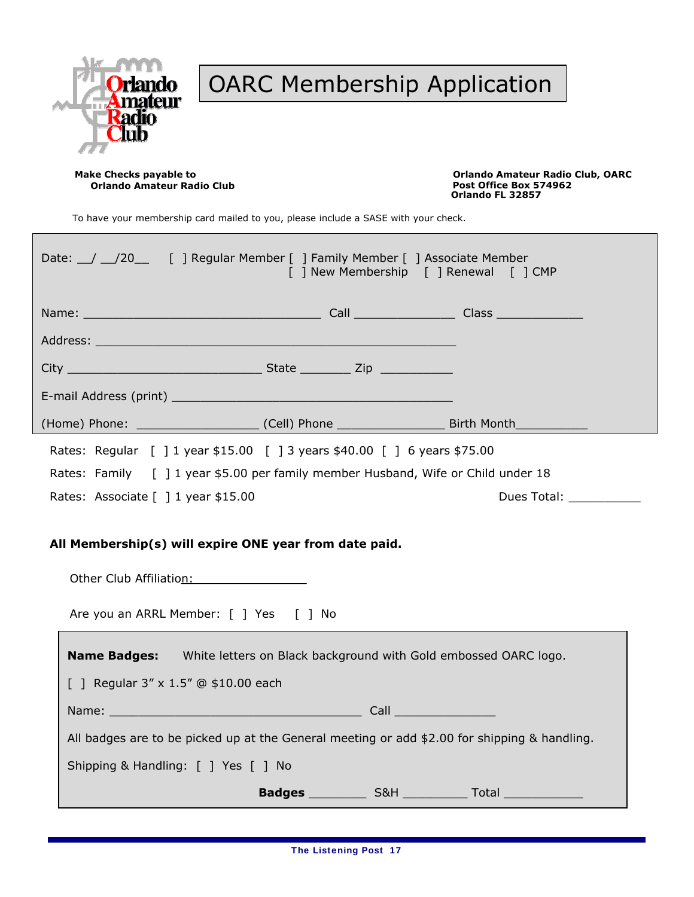# OARC Membership Application

**Make Checks payable to**
**Orlando Amateur Radio Club**

**Orlando Amateur Radio Club, OARC**
**Post Office Box 574962**
**Orlando FL 32857**

To have your membership card mailed to you, please include a SASE with your check.

Date: __/ __/20__   [ ] Regular Member [ ] Family Member [ ] Associate Member
[ ] New Membership   [ ] Renewal   [ ] CMP

Name: ________________________________ Call ______________ Class ____________

Address: __________________________________________________

City ___________________________ State _______ Zip __________

E-mail Address (print) _______________________________________

(Home) Phone: ________________ (Cell) Phone ______________ Birth Month__________

Rates: Regular [ ] 1 year $15.00 [ ] 3 years $40.00 [ ] 6 years $75.00

Rates: Family [ ] 1 year $5.00 per family member Husband, Wife or Child under 18

Rates: Associate [ ] 1 year $15.00

Dues Total: __________

**All Membership(s) will expire ONE year from date paid.**

Other Club Affiliation: _______________

Are you an ARRL Member: [ ] Yes [ ] No

**Name Badges:** White letters on Black background with Gold embossed OARC logo.

[ ] Regular 3" x 1.5" @ $10.00 each

Name: ___________________________________ Call ______________

All badges are to be picked up at the General meeting or add $2.00 for shipping & handling.

Shipping & Handling: [ ] Yes [ ] No

**Badges** ________ S&H _________ Total ___________